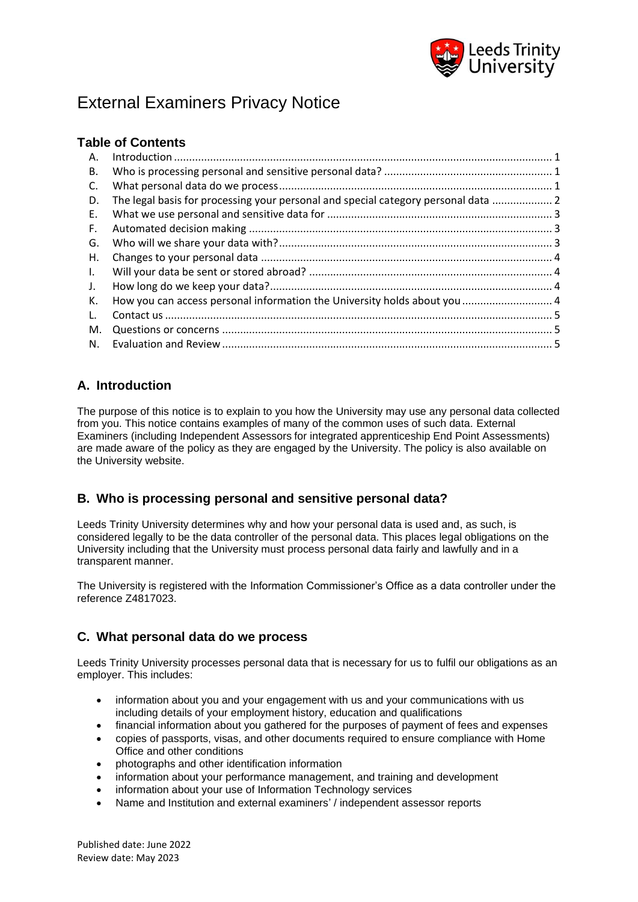# External Examiners Privacy Notice

## Table of Contents

A. Introduction ... 1
B. Who is processing personal and sensitive personal data? ... 1
C. What personal data do we process ... 1
D. The legal basis for processing your personal and special category personal data ... 2
E. What we use personal and sensitive data for ... 3
F. Automated decision making ... 3
G. Who will we share your data with? ... 3
H. Changes to your personal data ... 4
I. Will your data be sent or stored abroad? ... 4
J. How long do we keep your data? ... 4
K. How you can access personal information the University holds about you ... 4
L. Contact us ... 5
M. Questions or concerns ... 5
N. Evaluation and Review ... 5

## A. Introduction

The purpose of this notice is to explain to you how the University may use any personal data collected from you. This notice contains examples of many of the common uses of such data. External Examiners (including Independent Assessors for integrated apprenticeship End Point Assessments) are made aware of the policy as they are engaged by the University. The policy is also available on the University website.

## B. Who is processing personal and sensitive personal data?

Leeds Trinity University determines why and how your personal data is used and, as such, is considered legally to be the data controller of the personal data. This places legal obligations on the University including that the University must process personal data fairly and lawfully and in a transparent manner.

The University is registered with the Information Commissioner's Office as a data controller under the reference Z4817023.

## C. What personal data do we process

Leeds Trinity University processes personal data that is necessary for us to fulfil our obligations as an employer. This includes:

- information about you and your engagement with us and your communications with us including details of your employment history, education and qualifications
- financial information about you gathered for the purposes of payment of fees and expenses
- copies of passports, visas, and other documents required to ensure compliance with Home Office and other conditions
- photographs and other identification information
- information about your performance management, and training and development
- information about your use of Information Technology services
- Name and Institution and external examiners' / independent assessor reports

Published date: June 2022
Review date: May 2023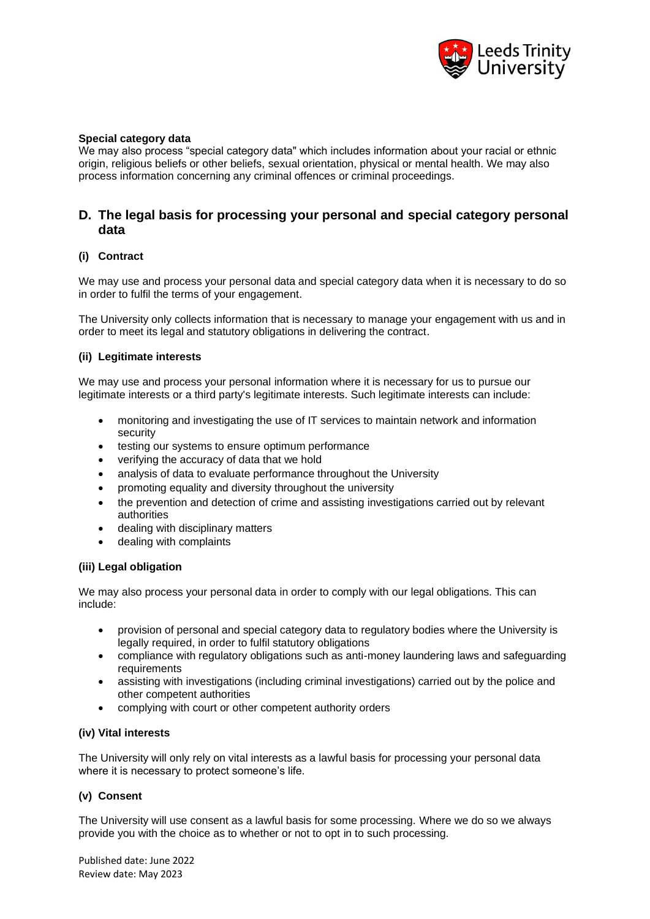**Special category data**

We may also process "special category data" which includes information about your racial or ethnic origin, religious beliefs or other beliefs, sexual orientation, physical or mental health. We may also process information concerning any criminal offences or criminal proceedings.

## D. The legal basis for processing your personal and special category personal data

### (i) Contract

We may use and process your personal data and special category data when it is necessary to do so in order to fulfil the terms of your engagement.

The University only collects information that is necessary to manage your engagement with us and in order to meet its legal and statutory obligations in delivering the contract.

### (ii) Legitimate interests

We may use and process your personal information where it is necessary for us to pursue our legitimate interests or a third party's legitimate interests. Such legitimate interests can include:

- monitoring and investigating the use of IT services to maintain network and information security
- testing our systems to ensure optimum performance
- verifying the accuracy of data that we hold
- analysis of data to evaluate performance throughout the University
- promoting equality and diversity throughout the university
- the prevention and detection of crime and assisting investigations carried out by relevant authorities
- dealing with disciplinary matters
- dealing with complaints

### (iii) Legal obligation

We may also process your personal data in order to comply with our legal obligations. This can include:

- provision of personal and special category data to regulatory bodies where the University is legally required, in order to fulfil statutory obligations
- compliance with regulatory obligations such as anti-money laundering laws and safeguarding requirements
- assisting with investigations (including criminal investigations) carried out by the police and other competent authorities
- complying with court or other competent authority orders

### (iv) Vital interests

The University will only rely on vital interests as a lawful basis for processing your personal data where it is necessary to protect someone's life.

### (v) Consent

The University will use consent as a lawful basis for some processing. Where we do so we always provide you with the choice as to whether or not to opt in to such processing.

Published date: June 2022
Review date: May 2023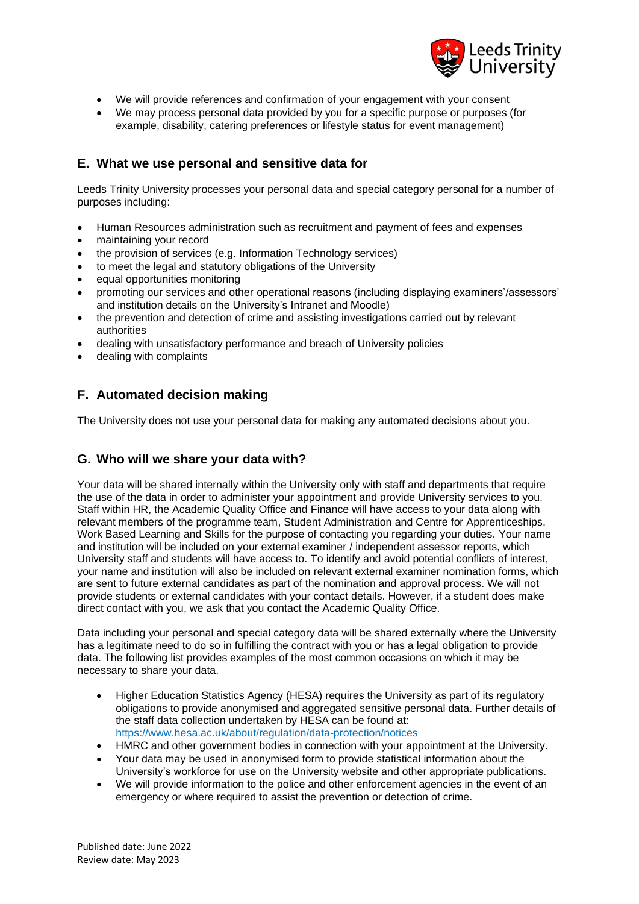- We will provide references and confirmation of your engagement with your consent
- We may process personal data provided by you for a specific purpose or purposes (for example, disability, catering preferences or lifestyle status for event management)

## E. What we use personal and sensitive data for

Leeds Trinity University processes your personal data and special category personal for a number of purposes including:

- Human Resources administration such as recruitment and payment of fees and expenses
- maintaining your record
- the provision of services (e.g. Information Technology services)
- to meet the legal and statutory obligations of the University
- equal opportunities monitoring
- promoting our services and other operational reasons (including displaying examiners'/assessors' and institution details on the University's Intranet and Moodle)
- the prevention and detection of crime and assisting investigations carried out by relevant authorities
- dealing with unsatisfactory performance and breach of University policies
- dealing with complaints

## F. Automated decision making

The University does not use your personal data for making any automated decisions about you.

## G. Who will we share your data with?

Your data will be shared internally within the University only with staff and departments that require the use of the data in order to administer your appointment and provide University services to you. Staff within HR, the Academic Quality Office and Finance will have access to your data along with relevant members of the programme team, Student Administration and Centre for Apprenticeships, Work Based Learning and Skills for the purpose of contacting you regarding your duties. Your name and institution will be included on your external examiner / independent assessor reports, which University staff and students will have access to. To identify and avoid potential conflicts of interest, your name and institution will also be included on relevant external examiner nomination forms, which are sent to future external candidates as part of the nomination and approval process. We will not provide students or external candidates with your contact details. However, if a student does make direct contact with you, we ask that you contact the Academic Quality Office.

Data including your personal and special category data will be shared externally where the University has a legitimate need to do so in fulfilling the contract with you or has a legal obligation to provide data. The following list provides examples of the most common occasions on which it may be necessary to share your data.

- Higher Education Statistics Agency (HESA) requires the University as part of its regulatory obligations to provide anonymised and aggregated sensitive personal data. Further details of the staff data collection undertaken by HESA can be found at: https://www.hesa.ac.uk/about/regulation/data-protection/notices
- HMRC and other government bodies in connection with your appointment at the University.
- Your data may be used in anonymised form to provide statistical information about the University's workforce for use on the University website and other appropriate publications.
- We will provide information to the police and other enforcement agencies in the event of an emergency or where required to assist the prevention or detection of crime.

Published date: June 2022
Review date: May 2023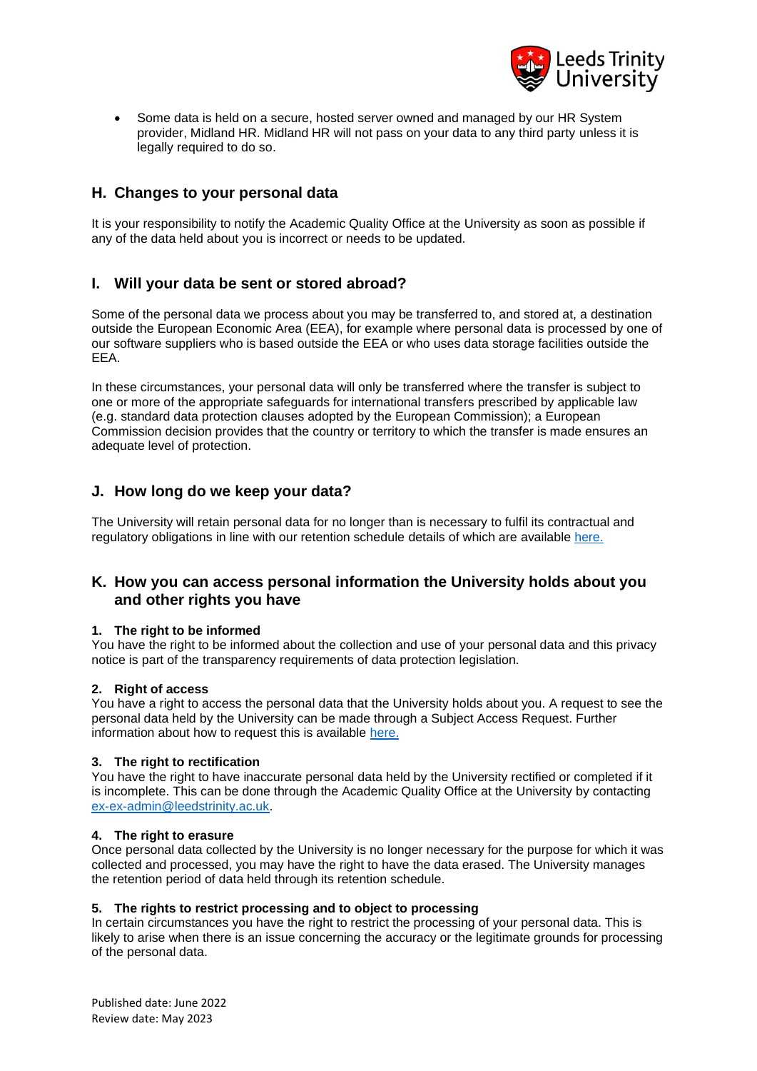- Some data is held on a secure, hosted server owned and managed by our HR System provider, Midland HR. Midland HR will not pass on your data to any third party unless it is legally required to do so.

## H. Changes to your personal data

It is your responsibility to notify the Academic Quality Office at the University as soon as possible if any of the data held about you is incorrect or needs to be updated.

## I. Will your data be sent or stored abroad?

Some of the personal data we process about you may be transferred to, and stored at, a destination outside the European Economic Area (EEA), for example where personal data is processed by one of our software suppliers who is based outside the EEA or who uses data storage facilities outside the EEA.

In these circumstances, your personal data will only be transferred where the transfer is subject to one or more of the appropriate safeguards for international transfers prescribed by applicable law (e.g. standard data protection clauses adopted by the European Commission); a European Commission decision provides that the country or territory to which the transfer is made ensures an adequate level of protection.

## J. How long do we keep your data?

The University will retain personal data for no longer than is necessary to fulfil its contractual and regulatory obligations in line with our retention schedule details of which are available here.

## K. How you can access personal information the University holds about you and other rights you have

**1. The right to be informed**
You have the right to be informed about the collection and use of your personal data and this privacy notice is part of the transparency requirements of data protection legislation.

**2. Right of access**
You have a right to access the personal data that the University holds about you. A request to see the personal data held by the University can be made through a Subject Access Request. Further information about how to request this is available here.

**3. The right to rectification**
You have the right to have inaccurate personal data held by the University rectified or completed if it is incomplete. This can be done through the Academic Quality Office at the University by contacting ex-ex-admin@leedstrinity.ac.uk.

**4. The right to erasure**
Once personal data collected by the University is no longer necessary for the purpose for which it was collected and processed, you may have the right to have the data erased. The University manages the retention period of data held through its retention schedule.

**5. The rights to restrict processing and to object to processing**
In certain circumstances you have the right to restrict the processing of your personal data. This is likely to arise when there is an issue concerning the accuracy or the legitimate grounds for processing of the personal data.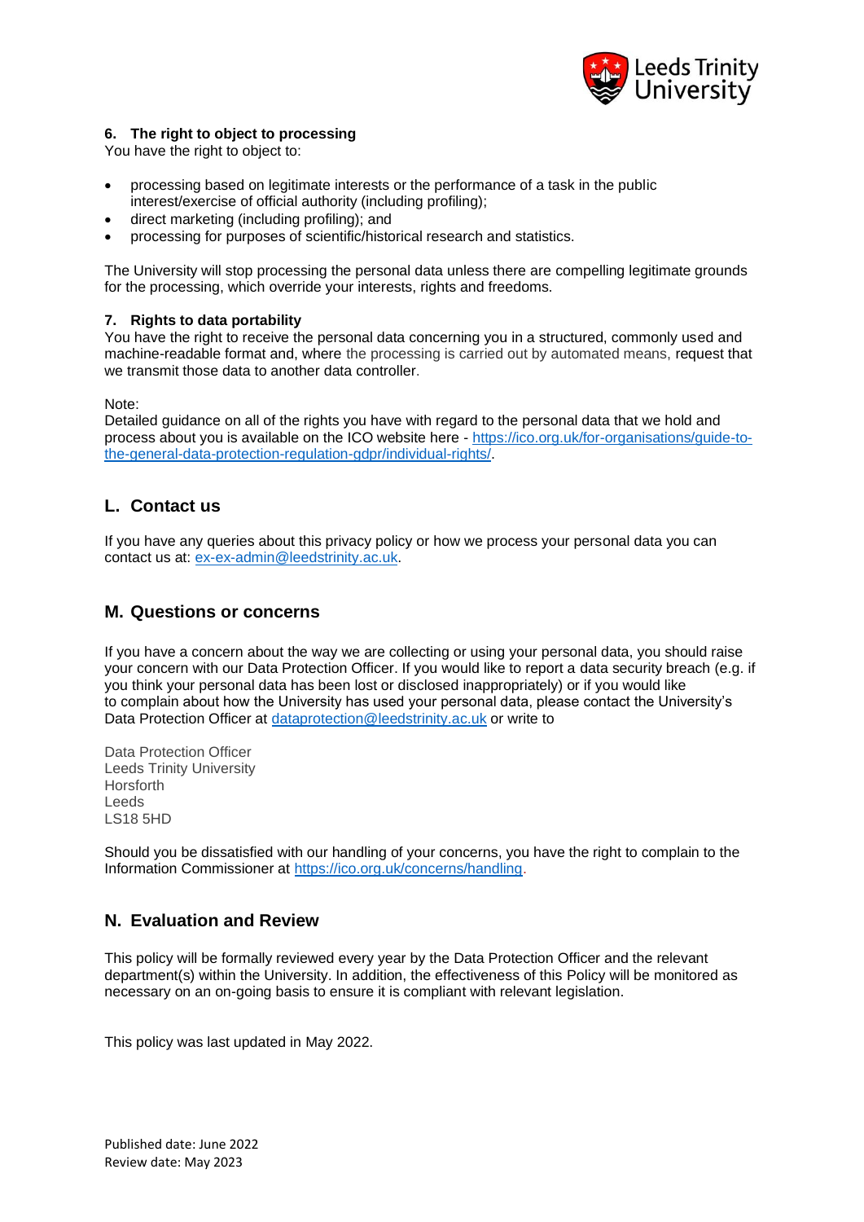### 6. The right to object to processing

You have the right to object to:

- processing based on legitimate interests or the performance of a task in the public interest/exercise of official authority (including profiling);
- direct marketing (including profiling); and
- processing for purposes of scientific/historical research and statistics.

The University will stop processing the personal data unless there are compelling legitimate grounds for the processing, which override your interests, rights and freedoms.

### 7. Rights to data portability

You have the right to receive the personal data concerning you in a structured, commonly used and machine-readable format and, where the processing is carried out by automated means, request that we transmit those data to another data controller.

Note:
Detailed guidance on all of the rights you have with regard to the personal data that we hold and process about you is available on the ICO website here - https://ico.org.uk/for-organisations/guide-to-the-general-data-protection-regulation-gdpr/individual-rights/.

## L. Contact us

If you have any queries about this privacy policy or how we process your personal data you can contact us at: ex-ex-admin@leedstrinity.ac.uk.

## M. Questions or concerns

If you have a concern about the way we are collecting or using your personal data, you should raise your concern with our Data Protection Officer. If you would like to report a data security breach (e.g. if you think your personal data has been lost or disclosed inappropriately) or if you would like to complain about how the University has used your personal data, please contact the University's Data Protection Officer at dataprotection@leedstrinity.ac.uk or write to

Data Protection Officer
Leeds Trinity University
Horsforth
Leeds
LS18 5HD

Should you be dissatisfied with our handling of your concerns, you have the right to complain to the Information Commissioner at https://ico.org.uk/concerns/handling.

## N. Evaluation and Review

This policy will be formally reviewed every year by the Data Protection Officer and the relevant department(s) within the University. In addition, the effectiveness of this Policy will be monitored as necessary on an on-going basis to ensure it is compliant with relevant legislation.

This policy was last updated in May 2022.

Published date: June 2022
Review date: May 2023